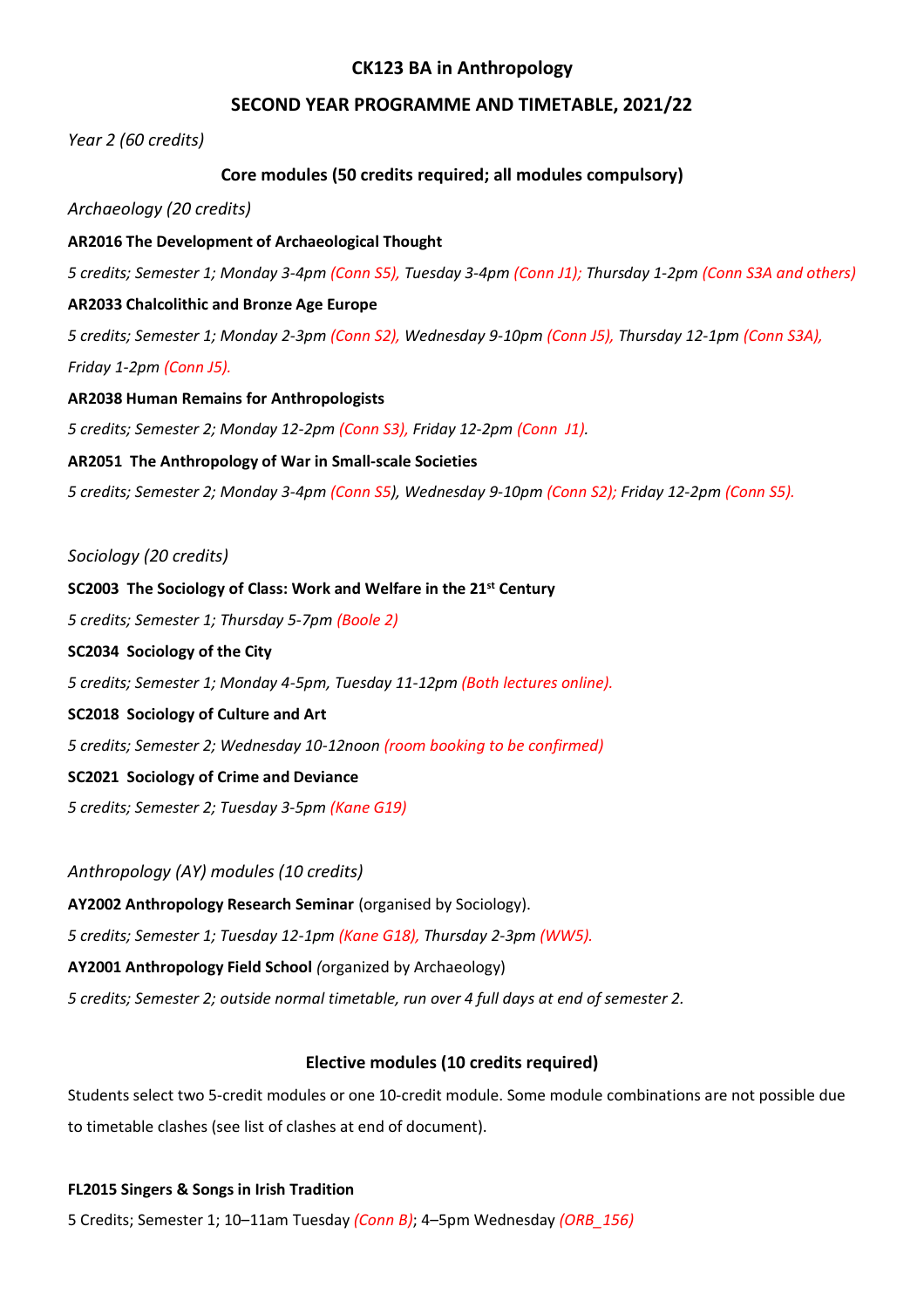# CK123 BA in Anthropology

## SECOND YEAR PROGRAMME AND TIMETABLE, 2021/22

*Year 2 (60 credits)*

### Core modules (50 credits required; all modules compulsory)

*Archaeology (20 credits)*

**AR2016 The Development of Archaeological Thought**

*5 credits; Semester 1; Monday 3-4pm (Conn S5), Tuesday 3-4pm (Conn J1); Thursday 1-2pm (Conn S3A and others)*

**AR2033 Chalcolithic and Bronze Age Europe**

*5 credits; Semester 1; Monday 2-3pm (Conn S2), Wednesday 9-10pm (Conn J5), Thursday 12-1pm (Conn S3A), Friday 1-2pm (Conn J5).*

**AR2038 Human Remains for Anthropologists**

*5 credits; Semester 2; Monday 12-2pm (Conn S3), Friday 12-2pm (Conn J1).*

**AR2051 The Anthropology of War in Small-scale Societies**

*5 credits; Semester 2; Monday 3-4pm (Conn S5), Wednesday 9-10pm (Conn S2); Friday 12-2pm (Conn S5).*

*Sociology (20 credits)*

**SC2003 The Sociology of Class: Work and Welfare in the 21st Century**

*5 credits; Semester 1; Thursday 5-7pm (Boole 2)*

**SC2034 Sociology of the City**

*5 credits; Semester 1; Monday 4-5pm, Tuesday 11-12pm (Both lectures online).*

**SC2018 Sociology of Culture and Art**

*5 credits; Semester 2; Wednesday 10-12noon (room booking to be confirmed)*

**SC2021 Sociology of Crime and Deviance**

*5 credits; Semester 2; Tuesday 3-5pm (Kane G19)*

*Anthropology (AY) modules (10 credits)*

**AY2002 Anthropology Research Seminar** (organised by Sociology).

*5 credits; Semester 1; Tuesday 12-1pm (Kane G18), Thursday 2-3pm (WW5).*

**AY2001 Anthropology Field School** *(*organized by Archaeology)

*5 credits; Semester 2; outside normal timetable, run over 4 full days at end of semester 2.*

### Elective modules (10 credits required)

Students select two 5-credit modules or one 10-credit module. Some module combinations are not possible due to timetable clashes (see list of clashes at end of document).

**FL2015 Singers & Songs in Irish Tradition**

5 Credits; Semester 1; 10–11am Tuesday *(Conn B)*; 4–5pm Wednesday *(ORB_156)*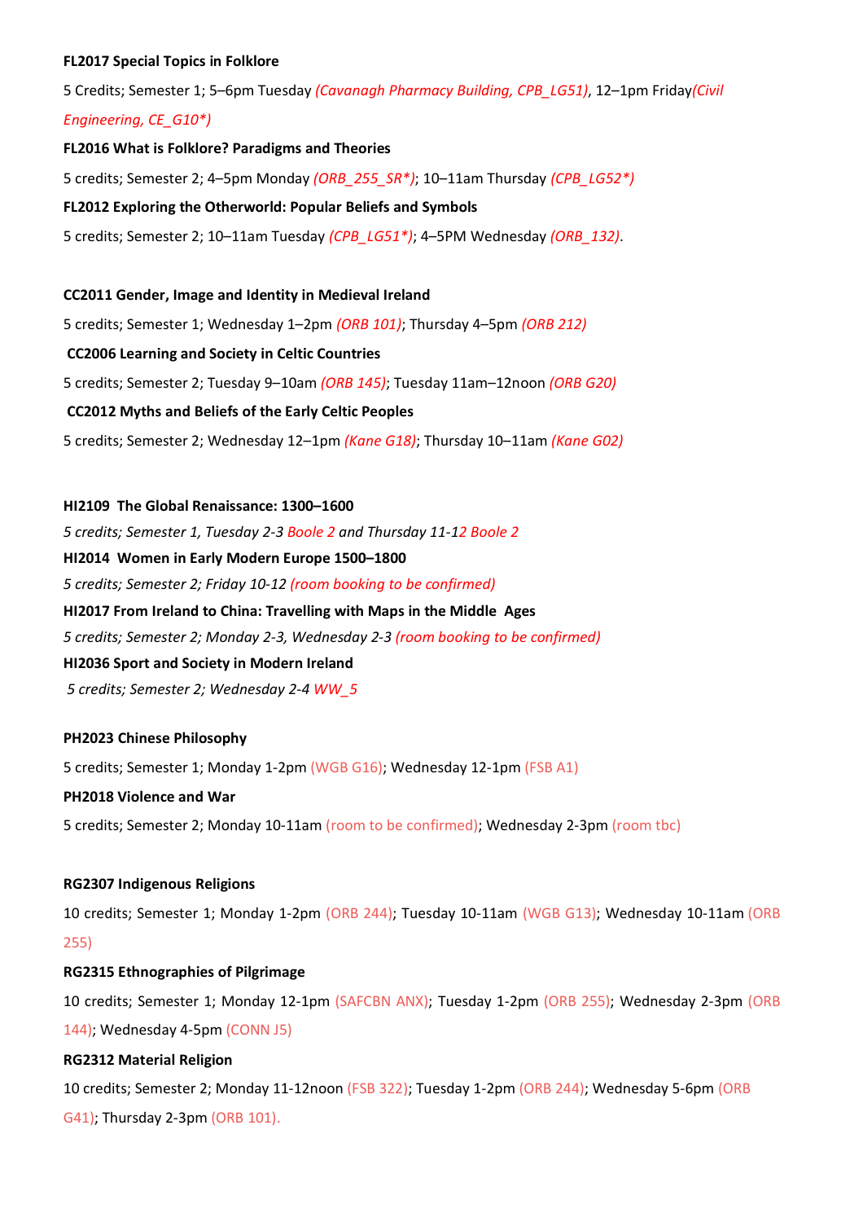**FL2017 Special Topics in Folklore**

5 Credits; Semester 1; 5–6pm Tuesday *(Cavanagh Pharmacy Building, CPB_LG51)*, 12–1pm Friday*(Civil Engineering, CE_G10*)*

**FL2016 What is Folklore? Paradigms and Theories**

5 credits; Semester 2; 4–5pm Monday *(ORB_255_SR*)*; 10–11am Thursday *(CPB_LG52*)*

**FL2012 Exploring the Otherworld: Popular Beliefs and Symbols**

5 credits; Semester 2; 10–11am Tuesday *(CPB_LG51*)*; 4–5PM Wednesday *(ORB_132)*.

**CC2011 Gender, Image and Identity in Medieval Ireland**

5 credits; Semester 1; Wednesday 1–2pm *(ORB 101)*; Thursday 4–5pm *(ORB 212)*

**CC2006 Learning and Society in Celtic Countries**

5 credits; Semester 2; Tuesday 9–10am *(ORB 145)*; Tuesday 11am–12noon *(ORB G20)*

**CC2012 Myths and Beliefs of the Early Celtic Peoples**

5 credits; Semester 2; Wednesday 12–1pm *(Kane G18)*; Thursday 10–11am *(Kane G02)*

**HI2109 The Global Renaissance: 1300–1600**

*5 credits; Semester 1, Tuesday 2-3 Boole 2 and Thursday 11-12 Boole 2*

**HI2014 Women in Early Modern Europe 1500–1800**

*5 credits; Semester 2; Friday 10-12 (room booking to be confirmed)*

**HI2017 From Ireland to China: Travelling with Maps in the Middle Ages**

*5 credits; Semester 2; Monday 2-3, Wednesday 2-3 (room booking to be confirmed)*

**HI2036 Sport and Society in Modern Ireland**

*5 credits; Semester 2; Wednesday 2-4 WW_5*

**PH2023 Chinese Philosophy**

5 credits; Semester 1; Monday 1-2pm (WGB G16); Wednesday 12-1pm (FSB A1)

**PH2018 Violence and War**

5 credits; Semester 2; Monday 10-11am (room to be confirmed); Wednesday 2-3pm (room tbc)

**RG2307 Indigenous Religions**

10 credits; Semester 1; Monday 1-2pm (ORB 244); Tuesday 10-11am (WGB G13); Wednesday 10-11am (ORB 255)

**RG2315 Ethnographies of Pilgrimage**

10 credits; Semester 1; Monday 12-1pm (SAFCBN ANX); Tuesday 1-2pm (ORB 255); Wednesday 2-3pm (ORB 144); Wednesday 4-5pm (CONN J5)

**RG2312 Material Religion**

10 credits; Semester 2; Monday 11-12noon (FSB 322); Tuesday 1-2pm (ORB 244); Wednesday 5-6pm (ORB G41); Thursday 2-3pm (ORB 101).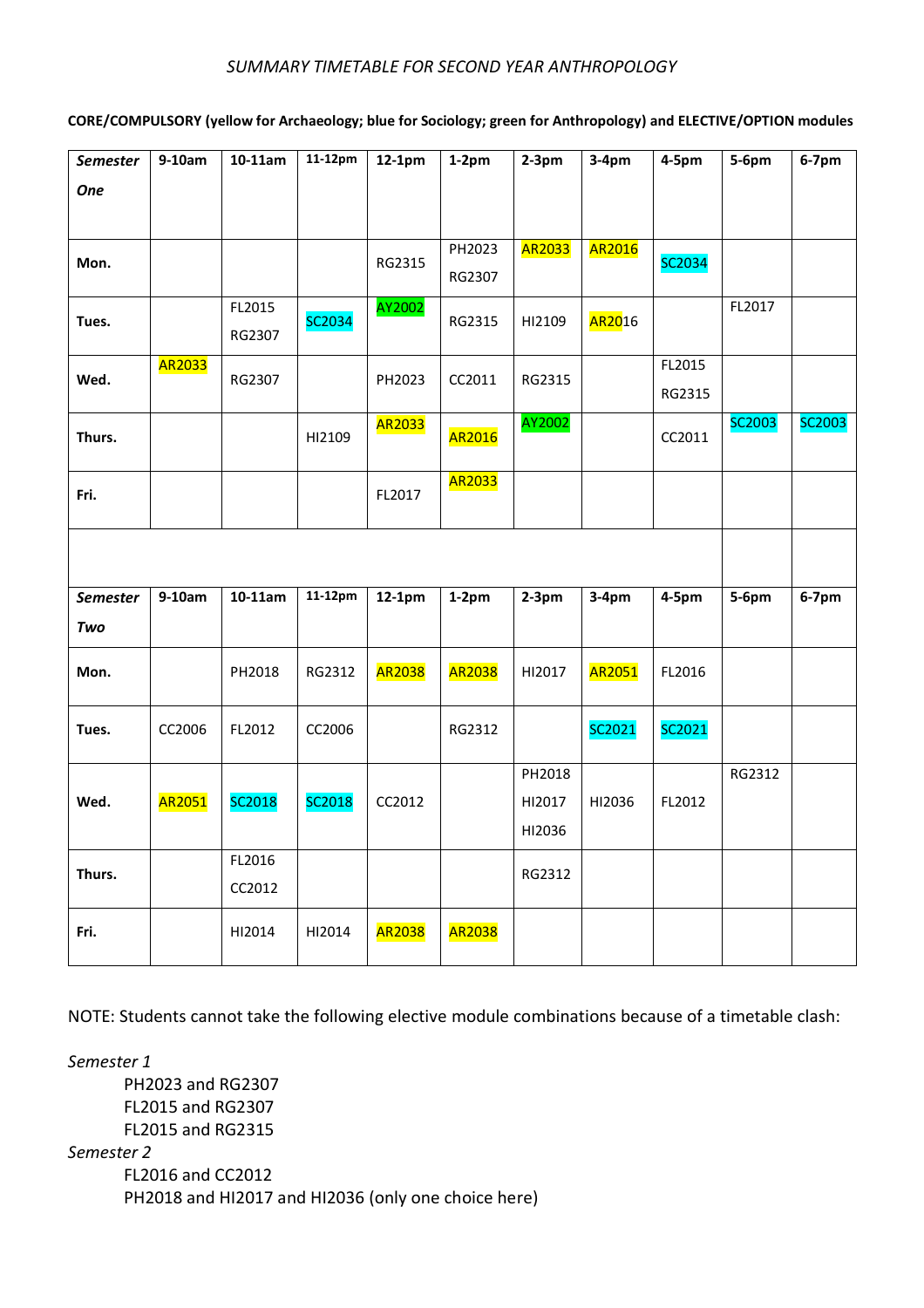*SUMMARY TIMETABLE FOR SECOND YEAR ANTHROPOLOGY*

**CORE/COMPULSORY (yellow for Archaeology; blue for Sociology; green for Anthropology) and ELECTIVE/OPTION modules**

| *Semester One* | 9-10am | 10-11am | 11-12pm | 12-1pm | 1-2pm | 2-3pm | 3-4pm | 4-5pm | 5-6pm | 6-7pm |
|---|---|---|---|---|---|---|---|---|---|---|
| **Mon.** | | | | RG2315 | PH2023 RG2307 | AR2033 | AR2016 | SC2034 | | |
| **Tues.** | | FL2015 RG2307 | SC2034 | AY2002 | RG2315 | HI2109 | AR2016 | | FL2017 | |
| **Wed.** | AR2033 | RG2307 | | PH2023 | CC2011 | RG2315 | | FL2015 RG2315 | | |
| **Thurs.** | | | HI2109 | AR2033 | AR2016 | AY2002 | | CC2011 | SC2003 | SC2003 |
| **Fri.** | | | | FL2017 | AR2033 | | | | | |
| | | | | | | | | | | |
| ***Semester Two*** | **9-10am** | **10-11am** | **11-12pm** | **12-1pm** | **1-2pm** | **2-3pm** | **3-4pm** | **4-5pm** | **5-6pm** | **6-7pm** |
| **Mon.** | | PH2018 | RG2312 | AR2038 | AR2038 | HI2017 | AR2051 | FL2016 | | |
| **Tues.** | CC2006 | FL2012 | CC2006 | | RG2312 | | SC2021 | SC2021 | | |
| **Wed.** | AR2051 | SC2018 | SC2018 | CC2012 | | PH2018 HI2017 HI2036 | HI2036 | FL2012 | RG2312 | |
| **Thurs.** | | FL2016 CC2012 | | | | RG2312 | | | | |
| **Fri.** | | HI2014 | HI2014 | AR2038 | AR2038 | | | | | |

NOTE: Students cannot take the following elective module combinations because of a timetable clash:

*Semester 1*

- PH2023 and RG2307
- FL2015 and RG2307
- FL2015 and RG2315

*Semester 2*

- FL2016 and CC2012
- PH2018 and HI2017 and HI2036 (only one choice here)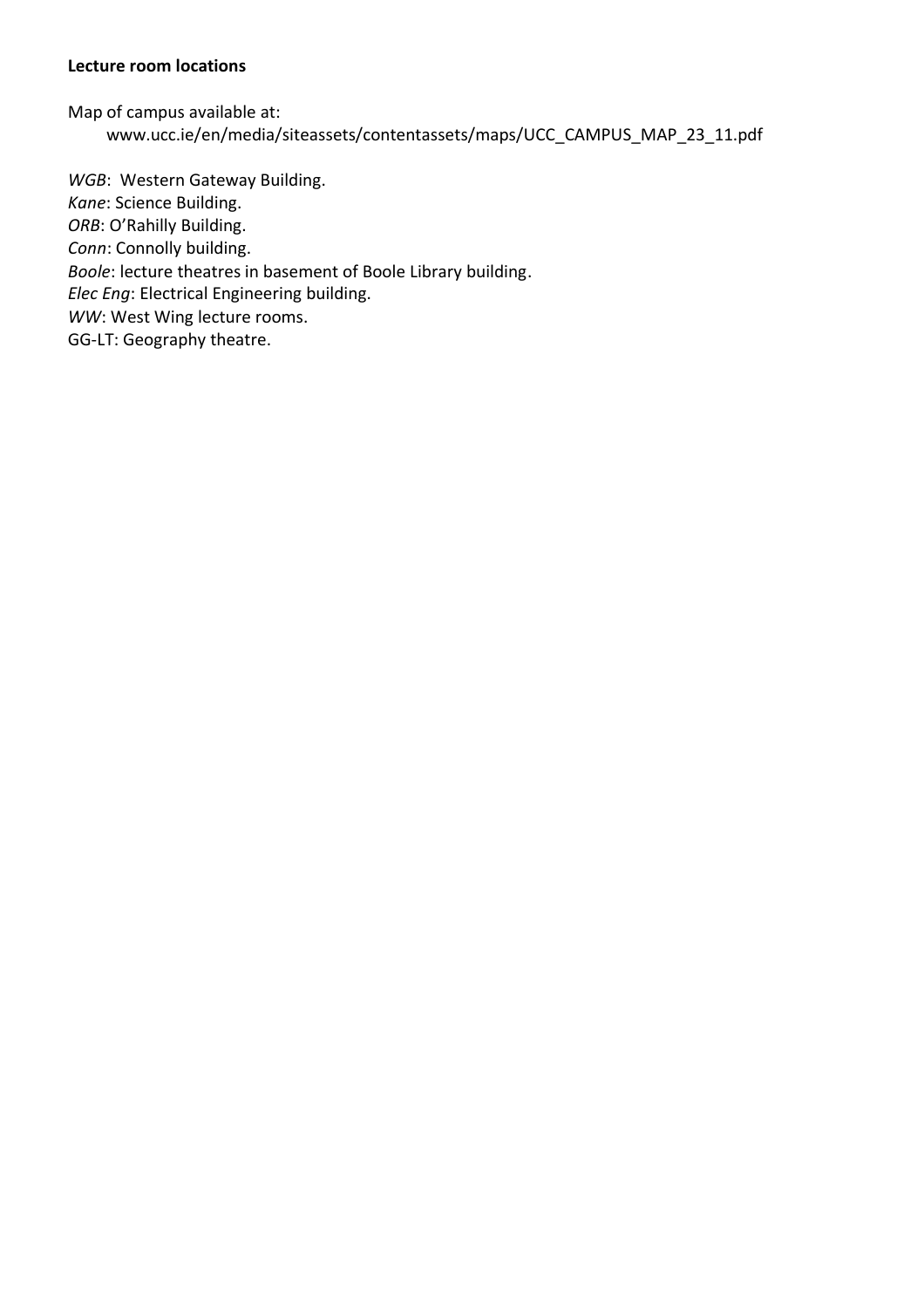**Lecture room locations**

Map of campus available at:

www.ucc.ie/en/media/siteassets/contentassets/maps/UCC_CAMPUS_MAP_23_11.pdf

*WGB*: Western Gateway Building.
*Kane*: Science Building.
*ORB*: O'Rahilly Building.
*Conn*: Connolly building.
*Boole*: lecture theatres in basement of Boole Library building.
*Elec Eng*: Electrical Engineering building.
*WW*: West Wing lecture rooms.
GG-LT: Geography theatre.